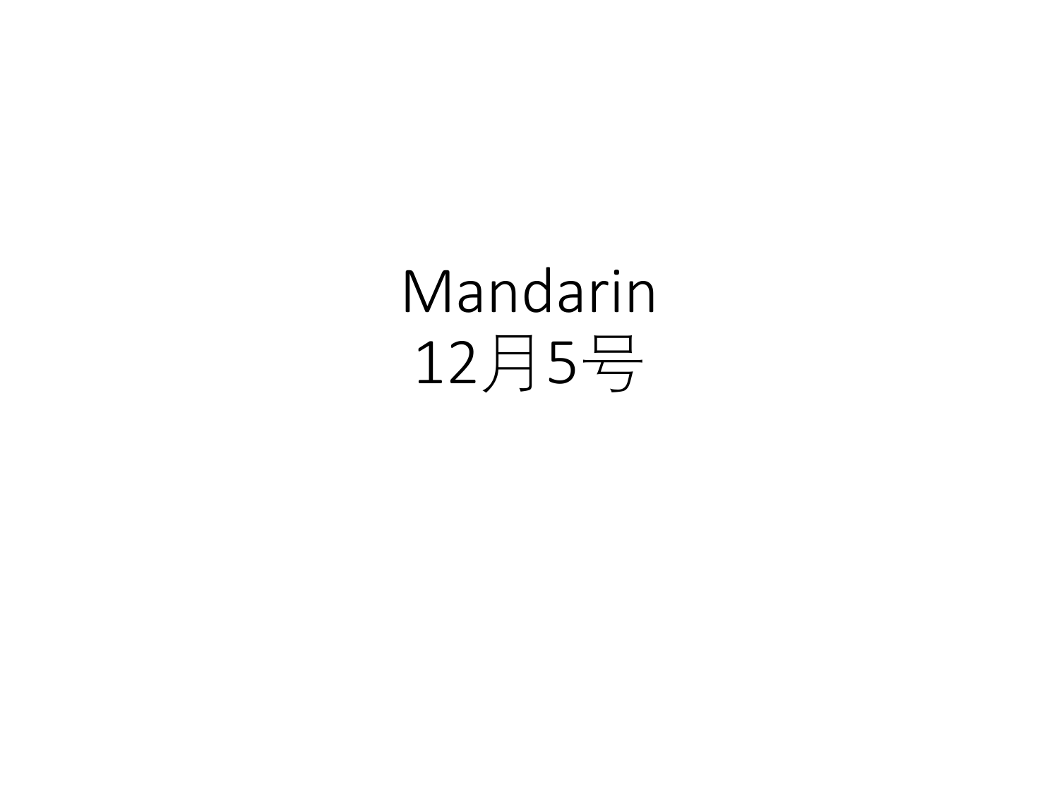# Mandarin
# 12月5号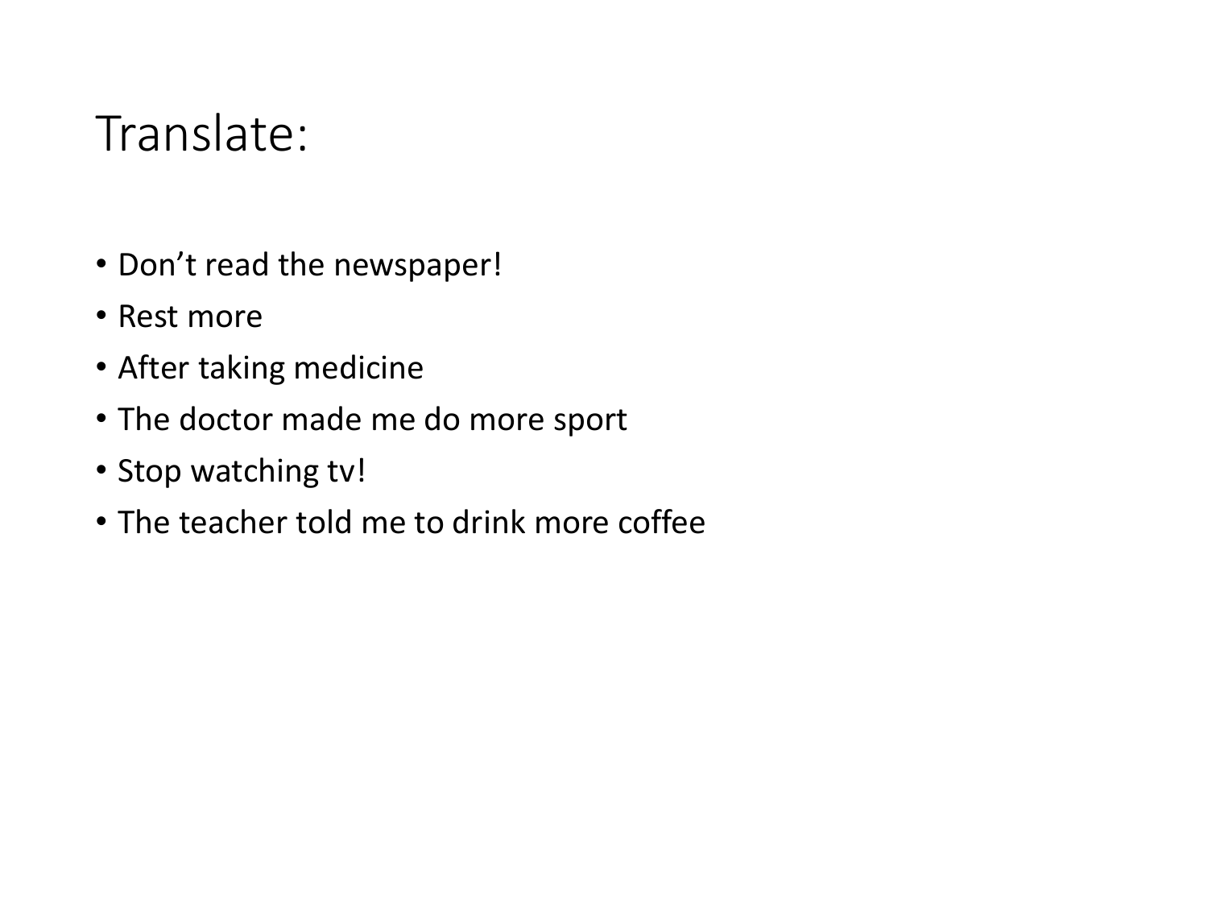# Translate:

- Don't read the newspaper!
- Rest more
- After taking medicine
- The doctor made me do more sport
- Stop watching tv!
- The teacher told me to drink more coffee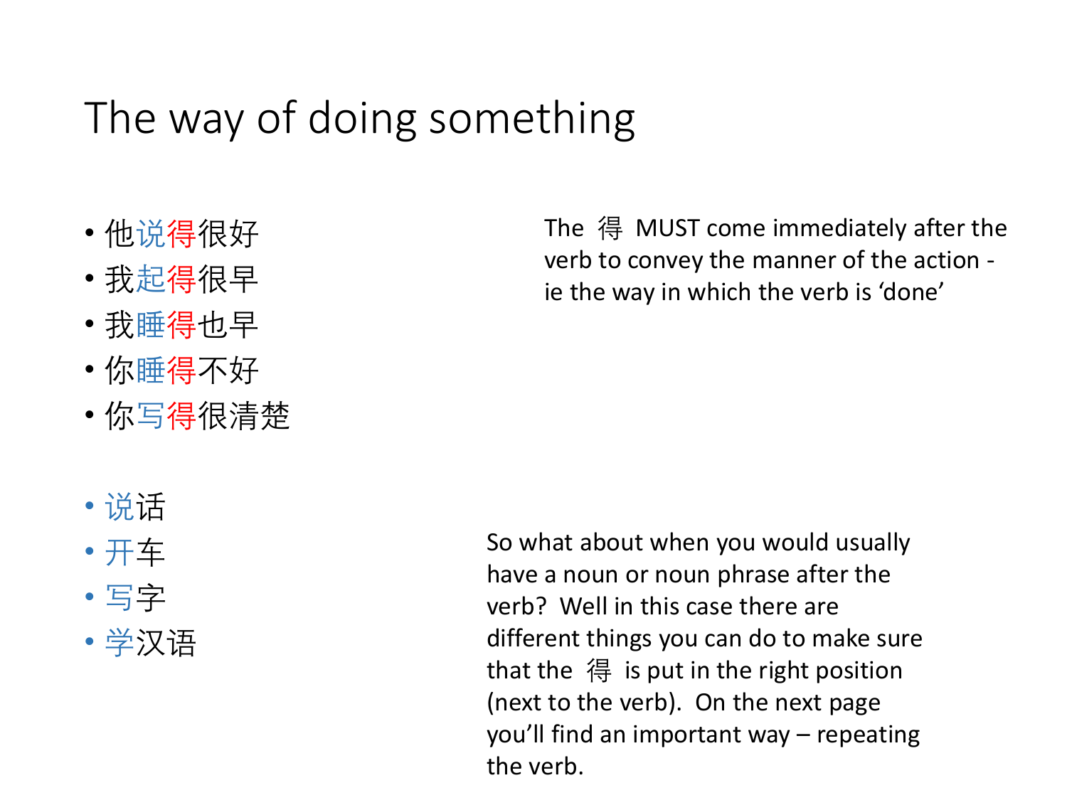# The way of doing something

- 他说得很好
- 我起得很早
- 我睡得也早
- 你睡得不好
- 你写得很清楚

The 得 MUST come immediately after the verb to convey the manner of the action - ie the way in which the verb is 'done'

- 说话
- 开车
- 写字
- 学汉语

So what about when you would usually have a noun or noun phrase after the verb? Well in this case there are different things you can do to make sure that the 得 is put in the right position (next to the verb). On the next page you'll find an important way – repeating the verb.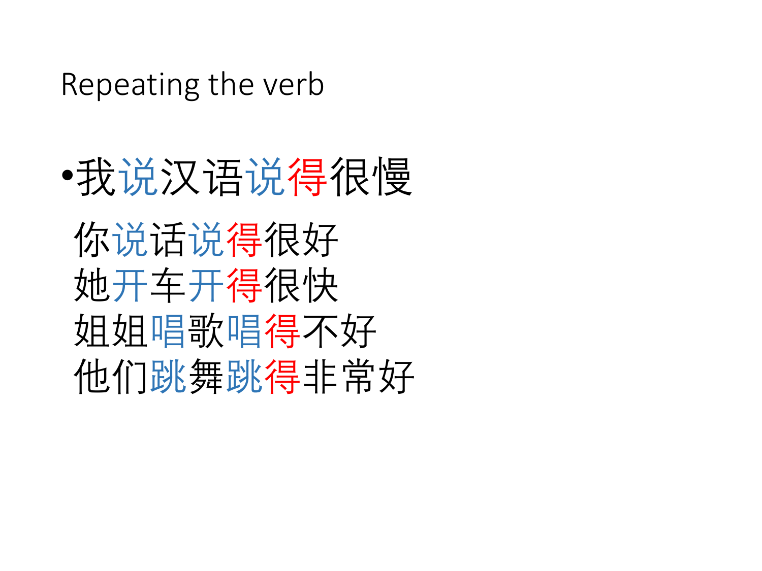# Repeating the verb

- 我说汉语说得很慢

  你说话说得很好

  她开车开得很快

  姐姐唱歌唱得不好

  他们跳舞跳得非常好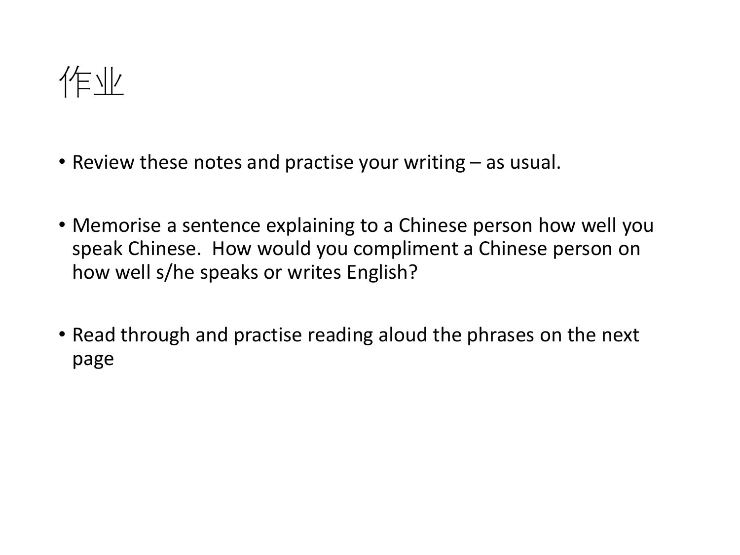# 作业

- Review these notes and practise your writing – as usual.
- Memorise a sentence explaining to a Chinese person how well you speak Chinese. How would you compliment a Chinese person on how well s/he speaks or writes English?
- Read through and practise reading aloud the phrases on the next page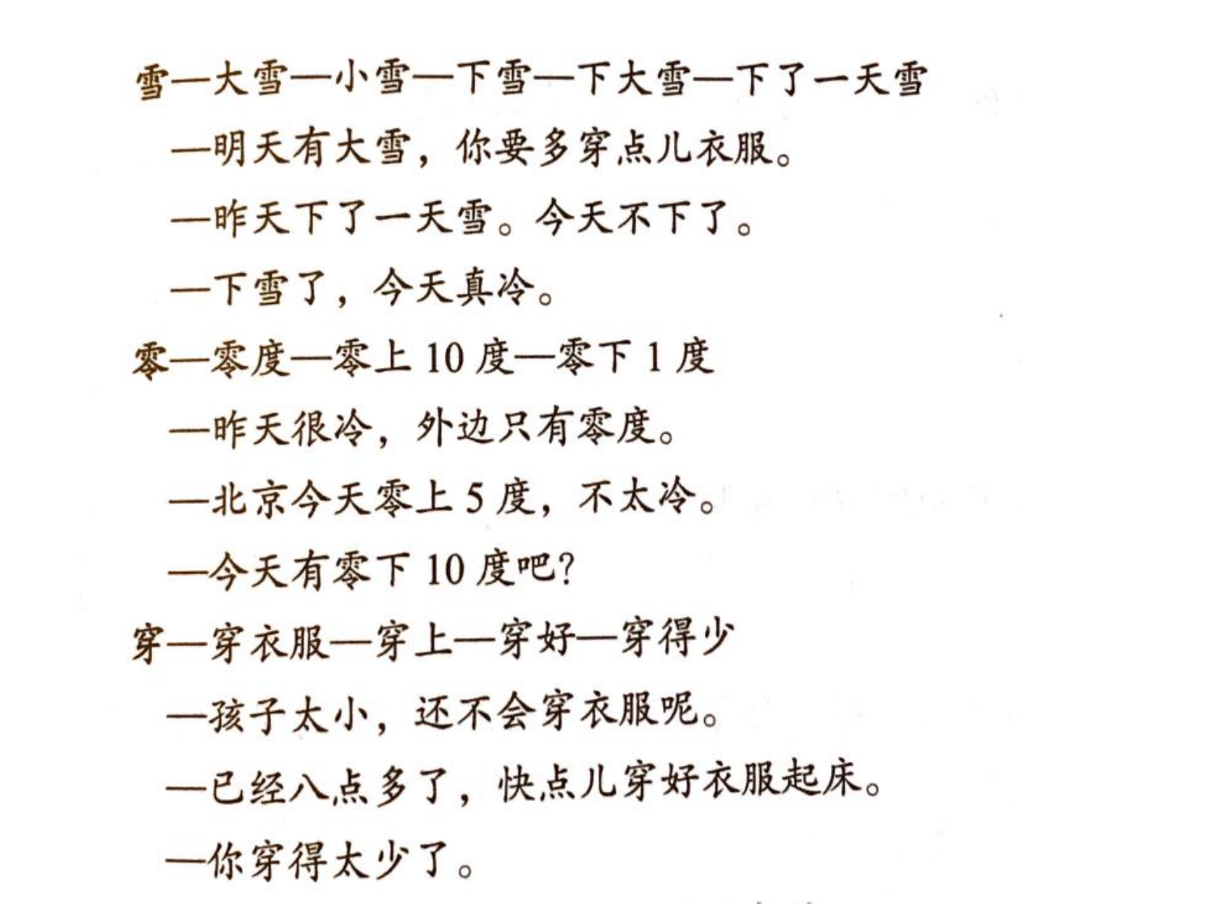雪—大雪—小雪—下雪—下大雪—下了一天雪

—明天有大雪，你要多穿点儿衣服。

—昨天下了一天雪。今天不下了。

—下雪了，今天真冷。

零—零度—零上 10 度—零下 1 度

—昨天很冷，外边只有零度。

—北京今天零上 5 度，不太冷。

—今天有零下 10 度吧?

穿—穿衣服—穿上—穿好—穿得少

—孩子太小，还不会穿衣服呢。

—已经八点多了，快点儿穿好衣服起床。

—你穿得太少了。